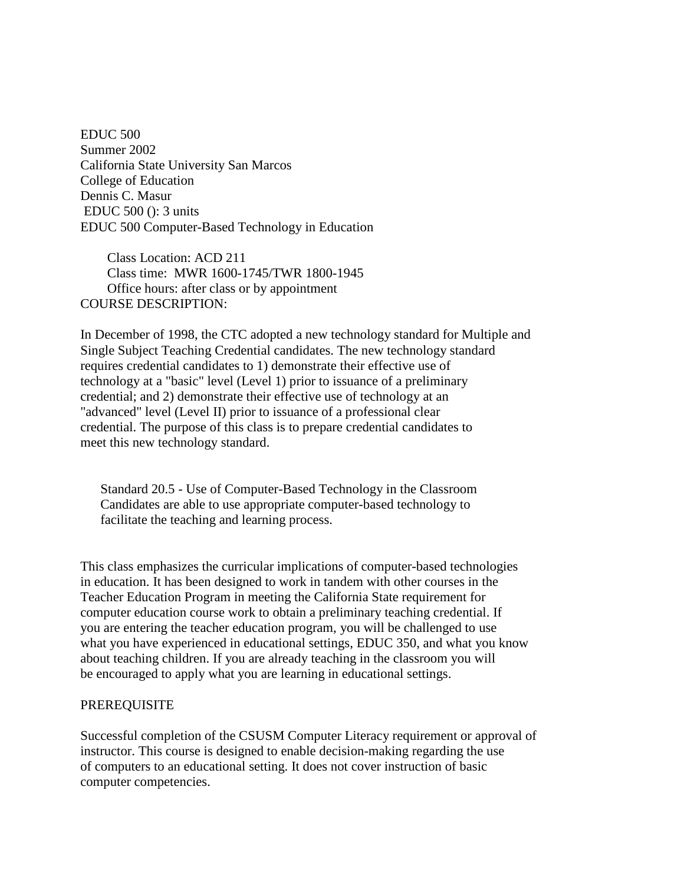EDUC 500
Summer 2002
California State University San Marcos
College of Education
Dennis C. Masur
EDUC 500 (): 3 units
EDUC 500 Computer-Based Technology in Education

Class Location: ACD 211
Class time: MWR 1600-1745/TWR 1800-1945
Office hours: after class or by appointment

COURSE DESCRIPTION:

In December of 1998, the CTC adopted a new technology standard for Multiple and Single Subject Teaching Credential candidates. The new technology standard requires credential candidates to 1) demonstrate their effective use of technology at a "basic" level (Level 1) prior to issuance of a preliminary credential; and 2) demonstrate their effective use of technology at an "advanced" level (Level II) prior to issuance of a professional clear credential. The purpose of this class is to prepare credential candidates to meet this new technology standard.

> Standard 20.5 - Use of Computer-Based Technology in the Classroom
> Candidates are able to use appropriate computer-based technology to facilitate the teaching and learning process.

This class emphasizes the curricular implications of computer-based technologies in education. It has been designed to work in tandem with other courses in the Teacher Education Program in meeting the California State requirement for computer education course work to obtain a preliminary teaching credential. If you are entering the teacher education program, you will be challenged to use what you have experienced in educational settings, EDUC 350, and what you know about teaching children. If you are already teaching in the classroom you will be encouraged to apply what you are learning in educational settings.

PREREQUISITE

Successful completion of the CSUSM Computer Literacy requirement or approval of instructor. This course is designed to enable decision-making regarding the use of computers to an educational setting. It does not cover instruction of basic computer competencies.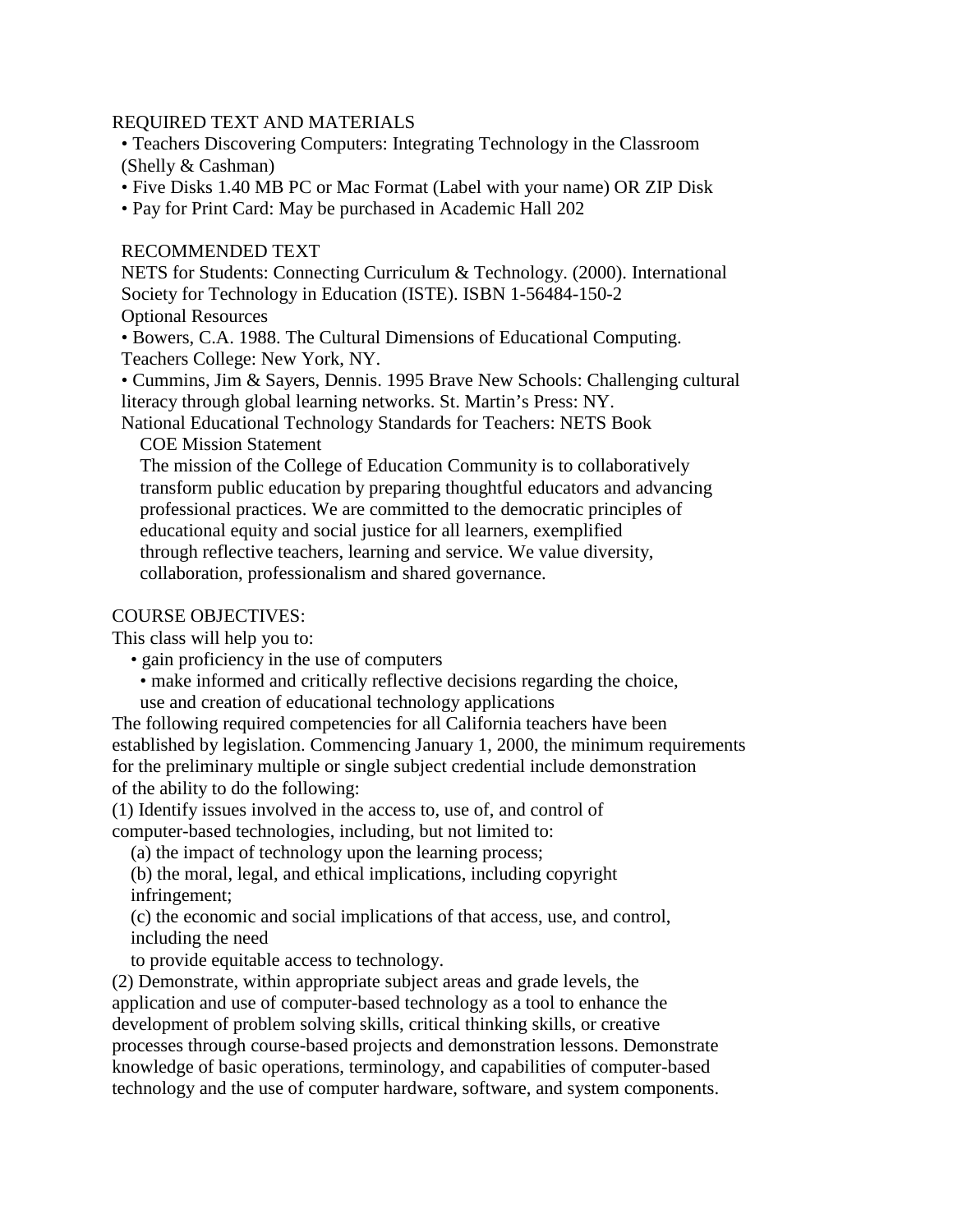## REQUIRED TEXT AND MATERIALS

- Teachers Discovering Computers: Integrating Technology in the Classroom (Shelly & Cashman)
- Five Disks 1.40 MB PC or Mac Format (Label with your name) OR ZIP Disk
- Pay for Print Card: May be purchased in Academic Hall 202

## RECOMMENDED TEXT

NETS for Students: Connecting Curriculum & Technology. (2000). International Society for Technology in Education (ISTE). ISBN 1-56484-150-2

Optional Resources

- Bowers, C.A. 1988. The Cultural Dimensions of Educational Computing. Teachers College: New York, NY.
- Cummins, Jim & Sayers, Dennis. 1995 Brave New Schools: Challenging cultural literacy through global learning networks. St. Martin's Press: NY.

National Educational Technology Standards for Teachers: NETS Book

### COE Mission Statement

The mission of the College of Education Community is to collaboratively transform public education by preparing thoughtful educators and advancing professional practices. We are committed to the democratic principles of educational equity and social justice for all learners, exemplified through reflective teachers, learning and service. We value diversity, collaboration, professionalism and shared governance.

## COURSE OBJECTIVES:

This class will help you to:

- gain proficiency in the use of computers
- make informed and critically reflective decisions regarding the choice, use and creation of educational technology applications

The following required competencies for all California teachers have been established by legislation. Commencing January 1, 2000, the minimum requirements for the preliminary multiple or single subject credential include demonstration of the ability to do the following:

(1) Identify issues involved in the access to, use of, and control of computer-based technologies, including, but not limited to:

(a) the impact of technology upon the learning process;

(b) the moral, legal, and ethical implications, including copyright infringement;

(c) the economic and social implications of that access, use, and control, including the need to provide equitable access to technology.

(2) Demonstrate, within appropriate subject areas and grade levels, the application and use of computer-based technology as a tool to enhance the development of problem solving skills, critical thinking skills, or creative processes through course-based projects and demonstration lessons. Demonstrate knowledge of basic operations, terminology, and capabilities of computer-based technology and the use of computer hardware, software, and system components.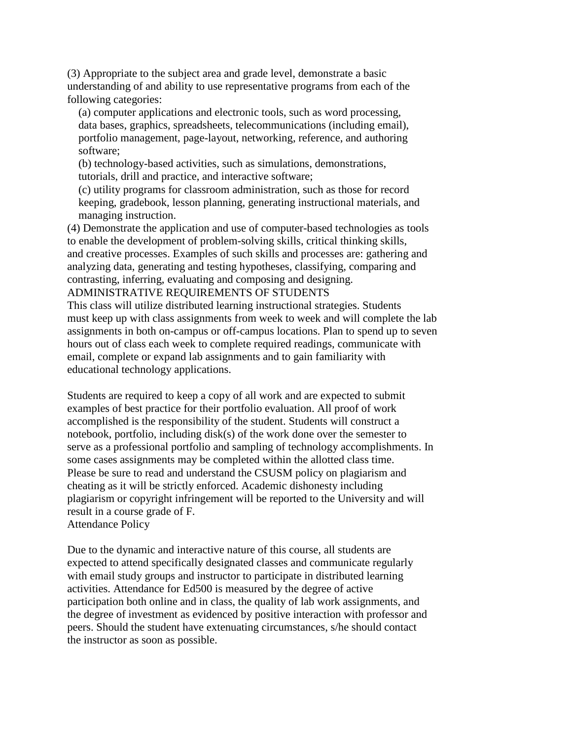(3) Appropriate to the subject area and grade level, demonstrate a basic understanding of and ability to use representative programs from each of the following categories:

(a) computer applications and electronic tools, such as word processing, data bases, graphics, spreadsheets, telecommunications (including email), portfolio management, page-layout, networking, reference, and authoring software;

(b) technology-based activities, such as simulations, demonstrations, tutorials, drill and practice, and interactive software;

(c) utility programs for classroom administration, such as those for record keeping, gradebook, lesson planning, generating instructional materials, and managing instruction.

(4) Demonstrate the application and use of computer-based technologies as tools to enable the development of problem-solving skills, critical thinking skills, and creative processes. Examples of such skills and processes are: gathering and analyzing data, generating and testing hypotheses, classifying, comparing and contrasting, inferring, evaluating and composing and designing.

## ADMINISTRATIVE REQUIREMENTS OF STUDENTS

This class will utilize distributed learning instructional strategies. Students must keep up with class assignments from week to week and will complete the lab assignments in both on-campus or off-campus locations. Plan to spend up to seven hours out of class each week to complete required readings, communicate with email, complete or expand lab assignments and to gain familiarity with educational technology applications.

Students are required to keep a copy of all work and are expected to submit examples of best practice for their portfolio evaluation. All proof of work accomplished is the responsibility of the student. Students will construct a notebook, portfolio, including disk(s) of the work done over the semester to serve as a professional portfolio and sampling of technology accomplishments. In some cases assignments may be completed within the allotted class time. Please be sure to read and understand the CSUSM policy on plagiarism and cheating as it will be strictly enforced. Academic dishonesty including plagiarism or copyright infringement will be reported to the University and will result in a course grade of F.

## Attendance Policy

Due to the dynamic and interactive nature of this course, all students are expected to attend specifically designated classes and communicate regularly with email study groups and instructor to participate in distributed learning activities. Attendance for Ed500 is measured by the degree of active participation both online and in class, the quality of lab work assignments, and the degree of investment as evidenced by positive interaction with professor and peers. Should the student have extenuating circumstances, s/he should contact the instructor as soon as possible.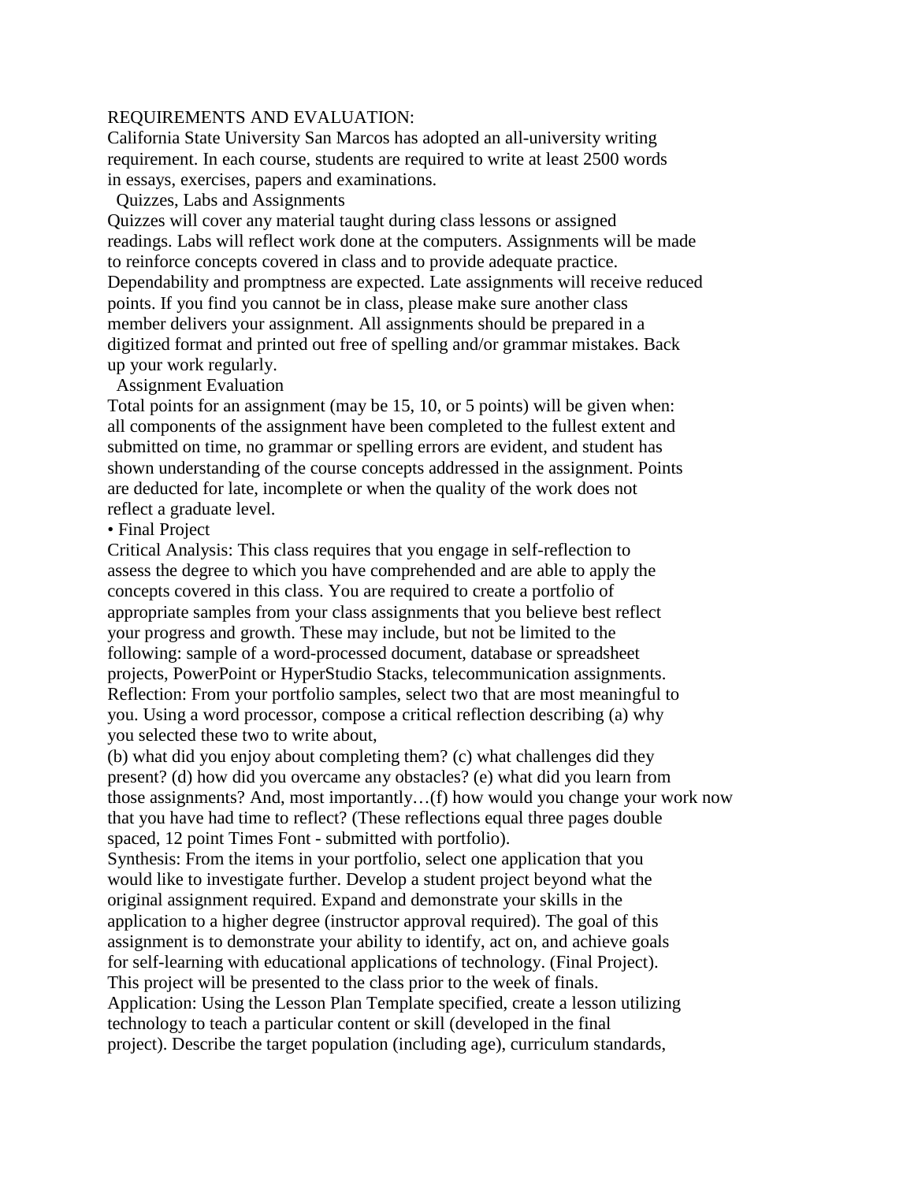REQUIREMENTS AND EVALUATION:

California State University San Marcos has adopted an all-university writing requirement. In each course, students are required to write at least 2500 words in essays, exercises, papers and examinations.

### Quizzes, Labs and Assignments

Quizzes will cover any material taught during class lessons or assigned readings. Labs will reflect work done at the computers. Assignments will be made to reinforce concepts covered in class and to provide adequate practice. Dependability and promptness are expected. Late assignments will receive reduced points. If you find you cannot be in class, please make sure another class member delivers your assignment. All assignments should be prepared in a digitized format and printed out free of spelling and/or grammar mistakes. Back up your work regularly.

### Assignment Evaluation

Total points for an assignment (may be 15, 10, or 5 points) will be given when: all components of the assignment have been completed to the fullest extent and submitted on time, no grammar or spelling errors are evident, and student has shown understanding of the course concepts addressed in the assignment. Points are deducted for late, incomplete or when the quality of the work does not reflect a graduate level.

• Final Project

Critical Analysis: This class requires that you engage in self-reflection to assess the degree to which you have comprehended and are able to apply the concepts covered in this class. You are required to create a portfolio of appropriate samples from your class assignments that you believe best reflect your progress and growth. These may include, but not be limited to the following: sample of a word-processed document, database or spreadsheet projects, PowerPoint or HyperStudio Stacks, telecommunication assignments.

Reflection: From your portfolio samples, select two that are most meaningful to you. Using a word processor, compose a critical reflection describing (a) why you selected these two to write about,

(b) what did you enjoy about completing them? (c) what challenges did they present? (d) how did you overcame any obstacles? (e) what did you learn from those assignments? And, most importantly…(f) how would you change your work now that you have had time to reflect? (These reflections equal three pages double spaced, 12 point Times Font - submitted with portfolio).

Synthesis: From the items in your portfolio, select one application that you would like to investigate further. Develop a student project beyond what the original assignment required. Expand and demonstrate your skills in the application to a higher degree (instructor approval required). The goal of this assignment is to demonstrate your ability to identify, act on, and achieve goals for self-learning with educational applications of technology. (Final Project). This project will be presented to the class prior to the week of finals.

Application: Using the Lesson Plan Template specified, create a lesson utilizing technology to teach a particular content or skill (developed in the final project). Describe the target population (including age), curriculum standards,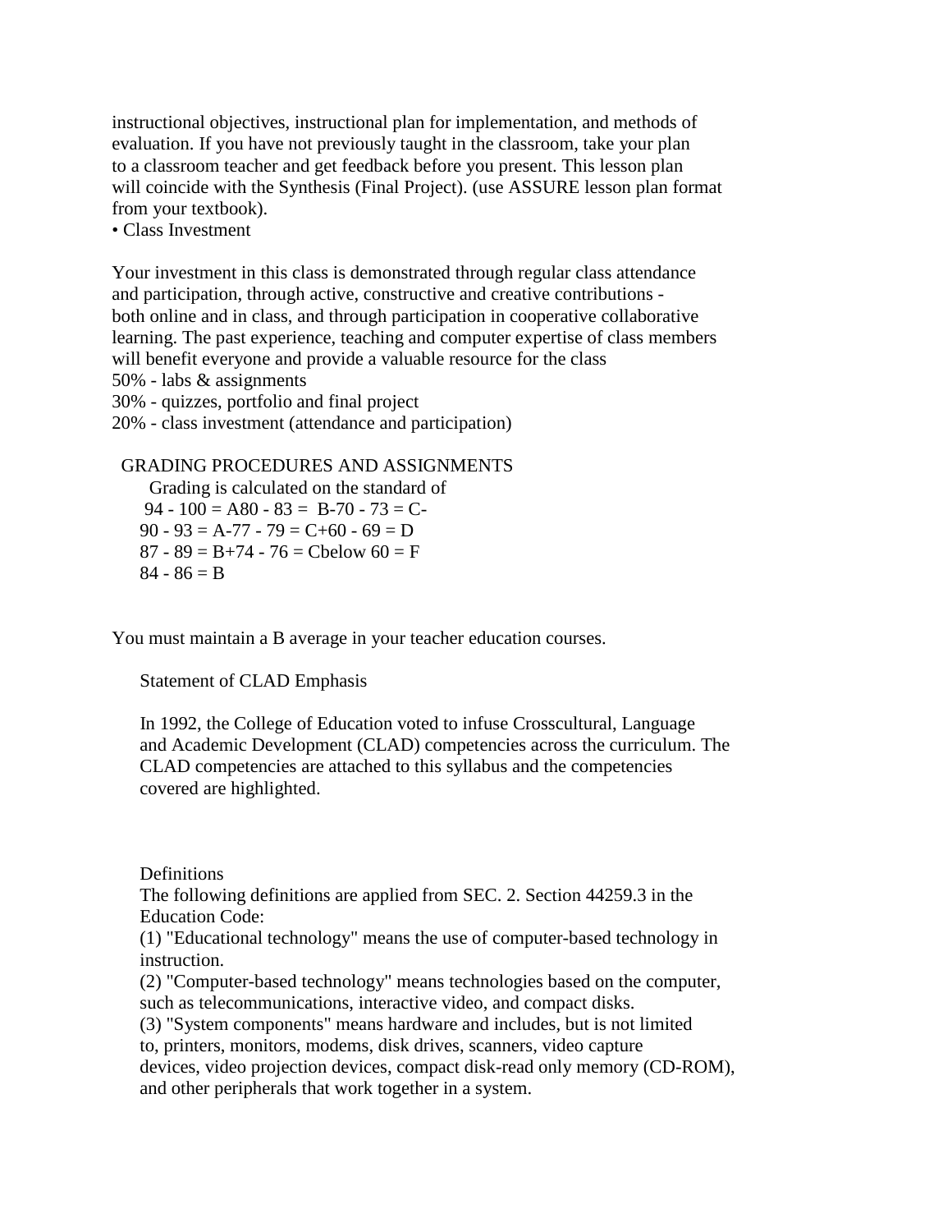instructional objectives, instructional plan for implementation, and methods of evaluation. If you have not previously taught in the classroom, take your plan to a classroom teacher and get feedback before you present. This lesson plan will coincide with the Synthesis (Final Project). (use ASSURE lesson plan format from your textbook).

- Class Investment

Your investment in this class is demonstrated through regular class attendance and participation, through active, constructive and creative contributions - both online and in class, and through participation in cooperative collaborative learning. The past experience, teaching and computer expertise of class members will benefit everyone and provide a valuable resource for the class

50% - labs & assignments
30% - quizzes, portfolio and final project
20% - class investment (attendance and participation)

GRADING PROCEDURES AND ASSIGNMENTS

Grading is calculated on the standard of

| | | |
|---|---|---|
| 94 - 100 = A | 80 - 83 = B- | 70 - 73 = C- |
| 90 - 93 = A- | 77 - 79 = C+ | 60 - 69 = D |
| 87 - 89 = B+ | 74 - 76 = C | below 60 = F |
| 84 - 86 = B | | |

You must maintain a B average in your teacher education courses.

Statement of CLAD Emphasis

In 1992, the College of Education voted to infuse Crosscultural, Language and Academic Development (CLAD) competencies across the curriculum. The CLAD competencies are attached to this syllabus and the competencies covered are highlighted.

Definitions

The following definitions are applied from SEC. 2. Section 44259.3 in the Education Code:

(1) "Educational technology" means the use of computer-based technology in instruction.

(2) "Computer-based technology" means technologies based on the computer, such as telecommunications, interactive video, and compact disks.

(3) "System components" means hardware and includes, but is not limited to, printers, monitors, modems, disk drives, scanners, video capture devices, video projection devices, compact disk-read only memory (CD-ROM), and other peripherals that work together in a system.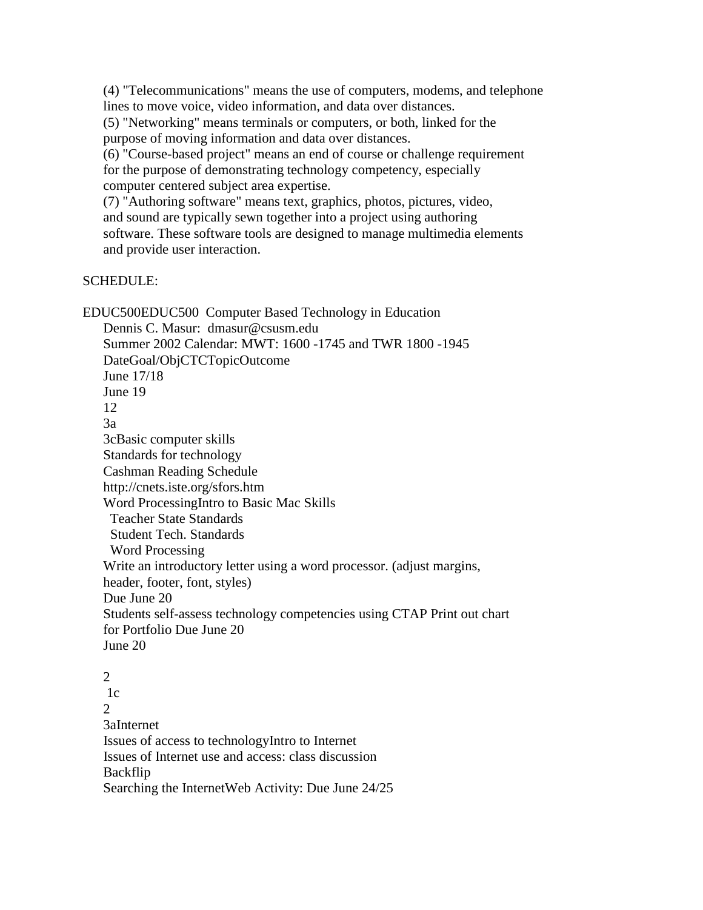(4) "Telecommunications" means the use of computers, modems, and telephone lines to move voice, video information, and data over distances.

(5) "Networking" means terminals or computers, or both, linked for the purpose of moving information and data over distances.

(6) "Course-based project" means an end of course or challenge requirement for the purpose of demonstrating technology competency, especially computer centered subject area expertise.

(7) "Authoring software" means text, graphics, photos, pictures, video, and sound are typically sewn together into a project using authoring software. These software tools are designed to manage multimedia elements and provide user interaction.

SCHEDULE:

EDUC500EDUC500 Computer Based Technology in Education

Dennis C. Masur: dmasur@csusm.edu

Summer 2002 Calendar: MWT: 1600 -1745 and TWR 1800 -1945

DateGoal/ObjCTCTopicOutcome

June 17/18

June 19

12

3a

3cBasic computer skills

Standards for technology

Cashman Reading Schedule

http://cnets.iste.org/sfors.htm

Word ProcessingIntro to Basic Mac Skills

Teacher State Standards

Student Tech. Standards

Word Processing

Write an introductory letter using a word processor. (adjust margins, header, footer, font, styles)

Due June 20

Students self-assess technology competencies using CTAP Print out chart for Portfolio Due June 20

June 20

2

1c

2

3aInternet

Issues of access to technologyIntro to Internet

Issues of Internet use and access: class discussion

Backflip

Searching the InternetWeb Activity: Due June 24/25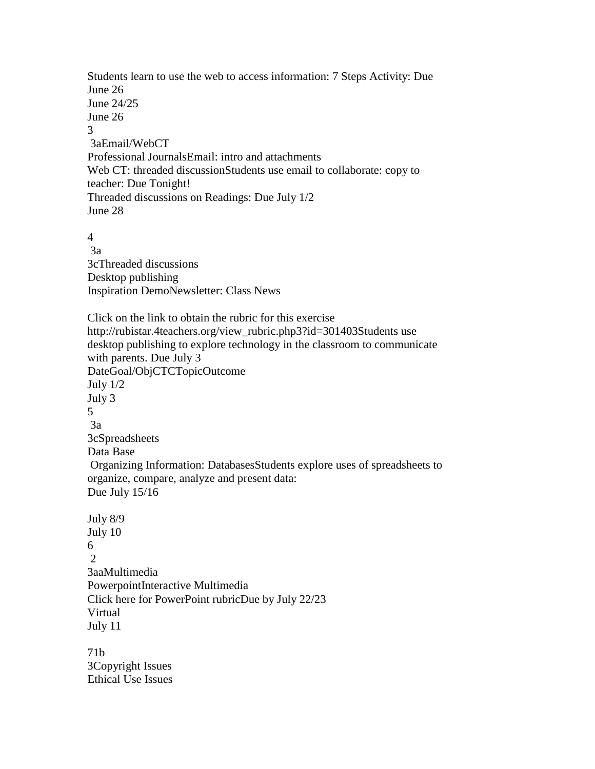Students learn to use the web to access information: 7 Steps Activity: Due June 26

June 24/25

June 26

3

3aEmail/WebCT

Professional JournalsEmail: intro and attachments

Web CT: threaded discussionStudents use email to collaborate: copy to teacher: Due Tonight!

Threaded discussions on Readings: Due July 1/2

June 28

4

3a

3cThreaded discussions

Desktop publishing

Inspiration DemoNewsletter: Class News

Click on the link to obtain the rubric for this exercise http://rubistar.4teachers.org/view_rubric.php3?id=301403Students use desktop publishing to explore technology in the classroom to communicate with parents. Due July 3

DateGoal/ObjCTCTopicOutcome

July 1/2

July 3

5

3a

3cSpreadsheets

Data Base

Organizing Information: DatabasesStudents explore uses of spreadsheets to organize, compare, analyze and present data:

Due July 15/16

July 8/9

July 10

6

2

3aaMultimedia

PowerpointInteractive Multimedia

Click here for PowerPoint rubricDue by July 22/23

Virtual

July 11

71b

3Copyright Issues

Ethical Use Issues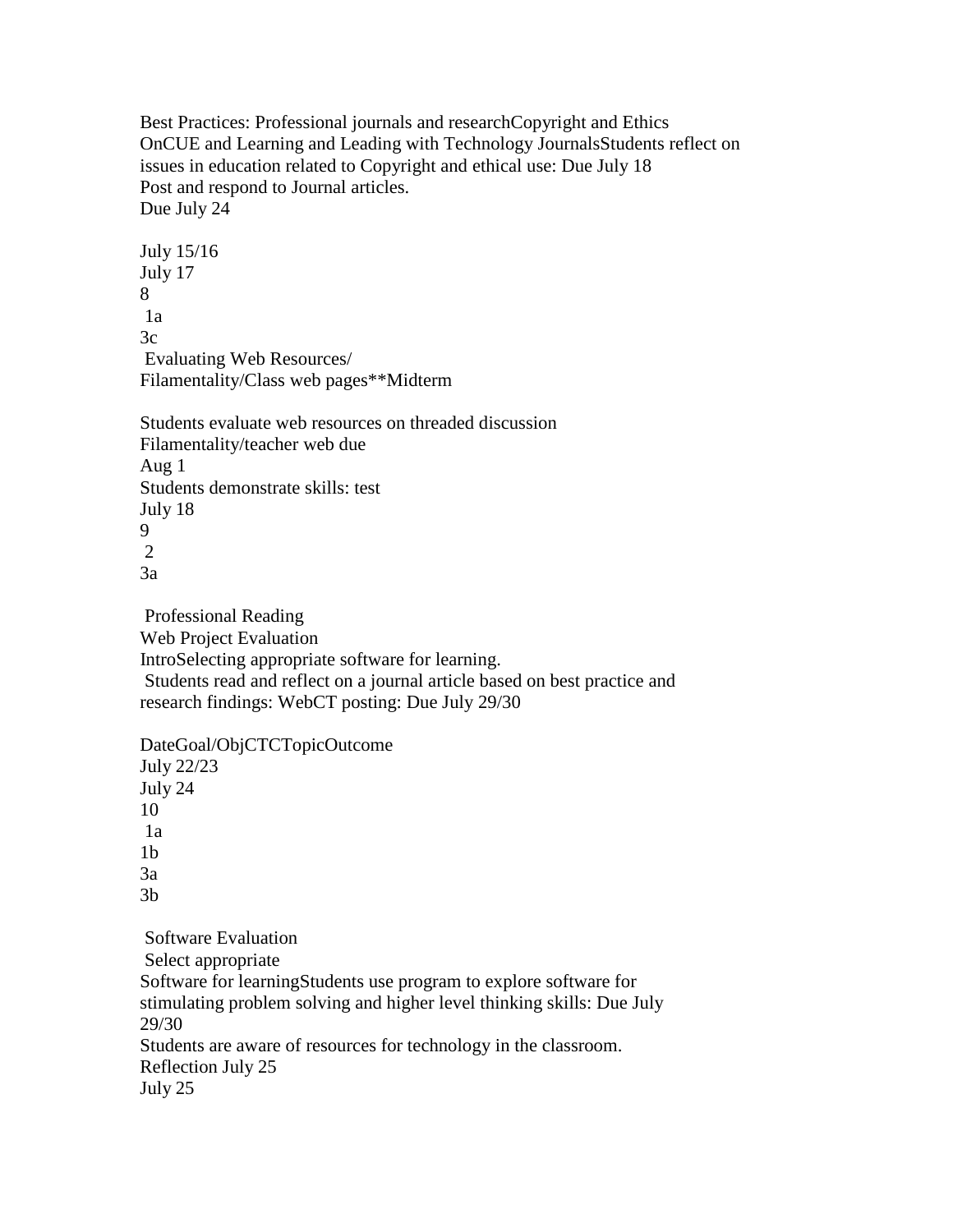Best Practices: Professional journals and researchCopyright and Ethics
OnCUE and Learning and Leading with Technology JournalsStudents reflect on issues in education related to Copyright and ethical use: Due July 18
Post and respond to Journal articles.
Due July 24

July 15/16
July 17
8
1a
3c
Evaluating Web Resources/
Filamentality/Class web pages**Midterm

Students evaluate web resources on threaded discussion
Filamentality/teacher web due
Aug 1
Students demonstrate skills: test
July 18
9
2
3a

Professional Reading
Web Project Evaluation
IntroSelecting appropriate software for learning.
Students read and reflect on a journal article based on best practice and research findings: WebCT posting: Due July 29/30

DateGoal/ObjCTCTopicOutcome
July 22/23
July 24
10
1a
1b
3a
3b

Software Evaluation
Select appropriate
Software for learningStudents use program to explore software for stimulating problem solving and higher level thinking skills: Due July 29/30
Students are aware of resources for technology in the classroom.
Reflection July 25
July 25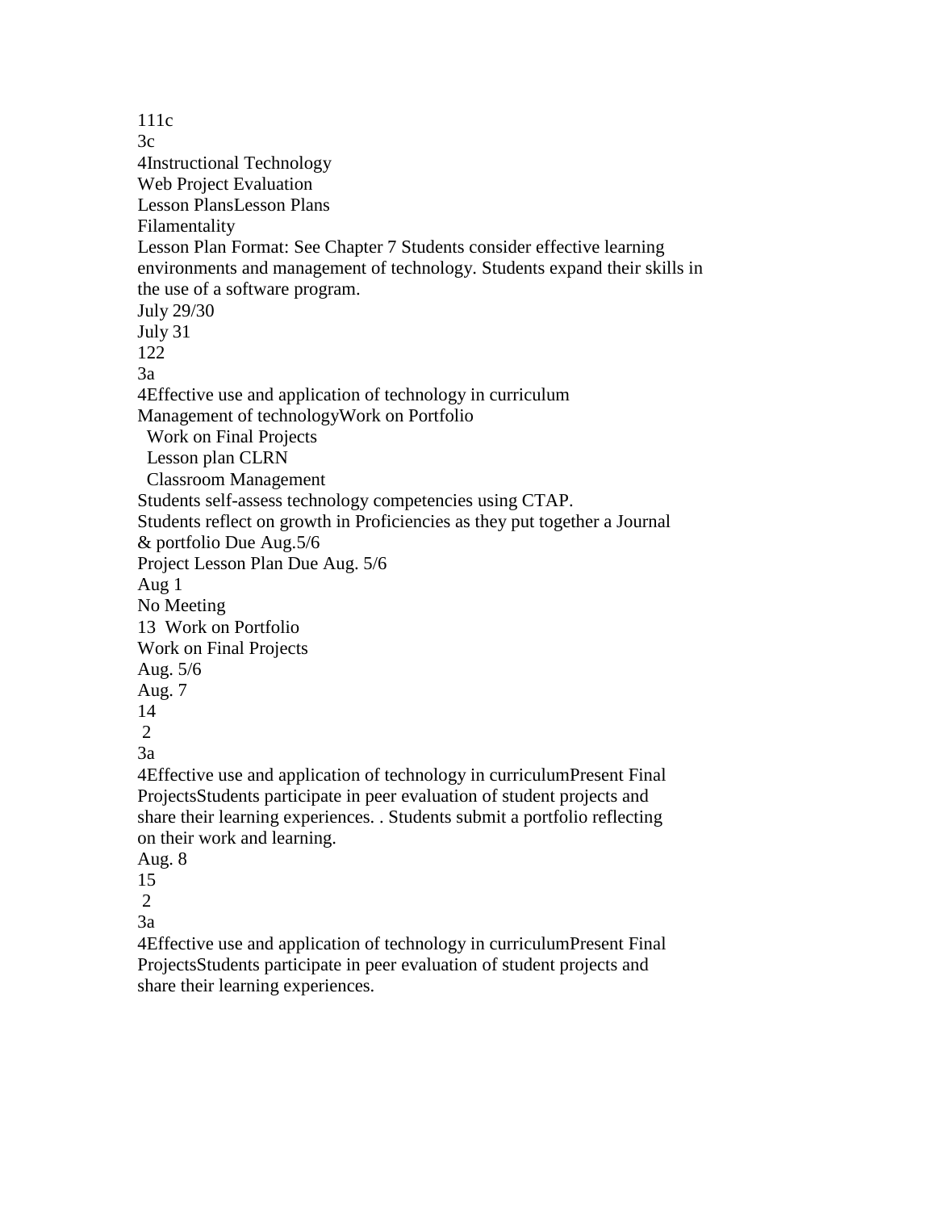111c
3c
4Instructional Technology
Web Project Evaluation
Lesson PlansLesson Plans
Filamentality
Lesson Plan Format: See Chapter 7 Students consider effective learning environments and management of technology. Students expand their skills in the use of a software program.
July 29/30
July 31
122
3a
4Effective use and application of technology in curriculum
Management of technologyWork on Portfolio
  Work on Final Projects
  Lesson plan CLRN
  Classroom Management
Students self-assess technology competencies using CTAP.
Students reflect on growth in Proficiencies as they put together a Journal & portfolio Due Aug.5/6
Project Lesson Plan Due Aug. 5/6
Aug 1
No Meeting
13  Work on Portfolio
Work on Final Projects
Aug. 5/6
Aug. 7
14
 2
3a
4Effective use and application of technology in curriculumPresent Final ProjectsStudents participate in peer evaluation of student projects and share their learning experiences. . Students submit a portfolio reflecting on their work and learning.
Aug. 8
15
 2
3a
4Effective use and application of technology in curriculumPresent Final ProjectsStudents participate in peer evaluation of student projects and share their learning experiences.